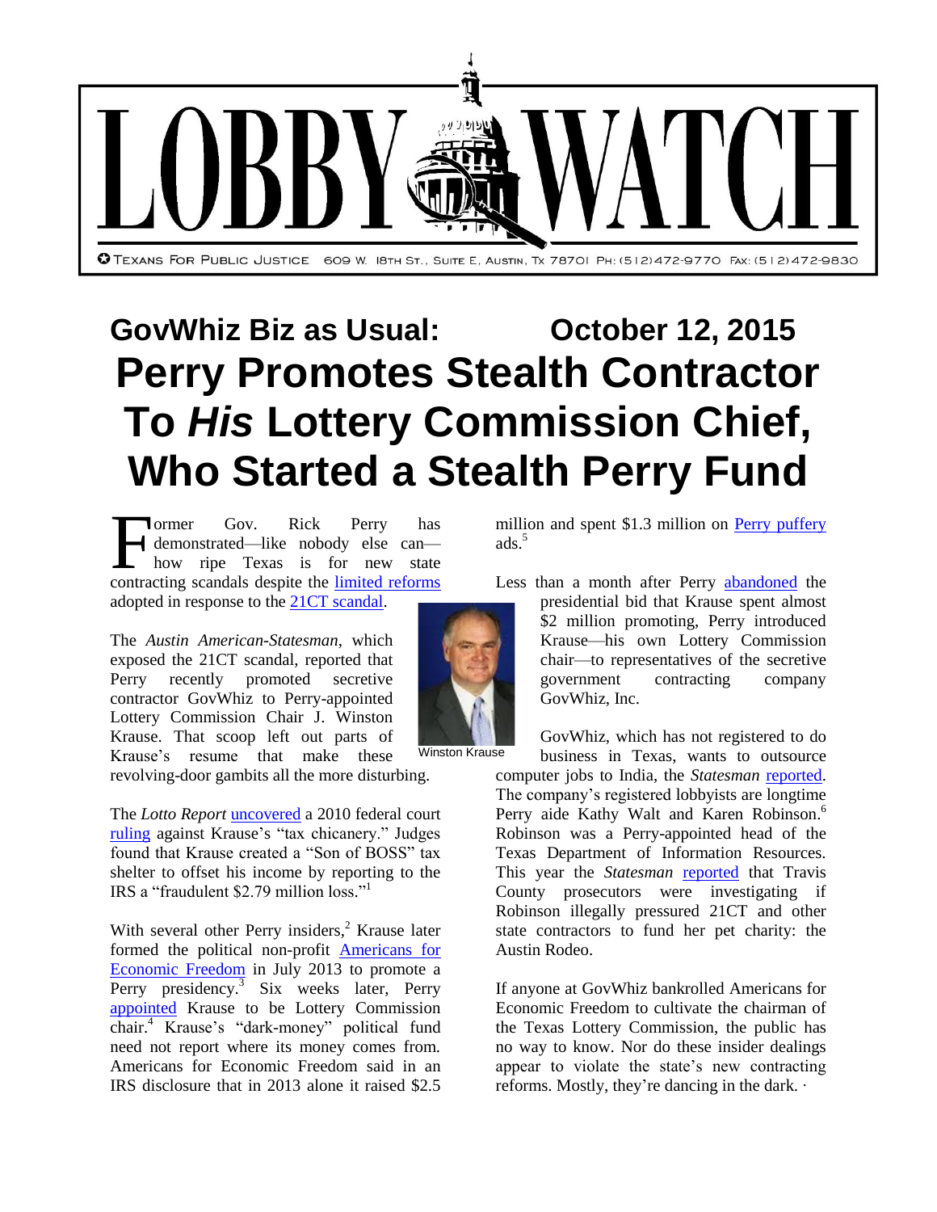# LOBBY WATCH

TEXANS FOR PUBLIC JUSTICE 609 W. 18TH ST., SUITE E, AUSTIN, TX 78701 PH: (512)472-9770 FAX: (512)472-9830

## GovWhiz Biz as Usual: October 12, 2015

# Perry Promotes Stealth Contractor To *His* Lottery Commission Chief, Who Started a Stealth Perry Fund

Former Gov. Rick Perry has demonstrated—like nobody else can—how ripe Texas is for new state contracting scandals despite the limited reforms adopted in response to the 21CT scandal.

The *Austin American-Statesman*, which exposed the 21CT scandal, reported that Perry recently promoted secretive contractor GovWhiz to Perry-appointed Lottery Commission Chair J. Winston Krause. That scoop left out parts of Krause's resume that make these revolving-door gambits all the more disturbing.

Winston Krause

The *Lotto Report* uncovered a 2010 federal court ruling against Krause's "tax chicanery." Judges found that Krause created a "Son of BOSS" tax shelter to offset his income by reporting to the IRS a "fraudulent $2.79 million loss."[1]

With several other Perry insiders,[2] Krause later formed the political non-profit Americans for Economic Freedom in July 2013 to promote a Perry presidency.[3] Six weeks later, Perry appointed Krause to be Lottery Commission chair.[4] Krause's "dark-money" political fund need not report where its money comes from. Americans for Economic Freedom said in an IRS disclosure that in 2013 alone it raised $2.5 million and spent $1.3 million on Perry puffery ads.[5]

Less than a month after Perry abandoned the presidential bid that Krause spent almost $2 million promoting, Perry introduced Krause—his own Lottery Commission chair—to representatives of the secretive government contracting company GovWhiz, Inc.

GovWhiz, which has not registered to do business in Texas, wants to outsource computer jobs to India, the *Statesman* reported. The company's registered lobbyists are longtime Perry aide Kathy Walt and Karen Robinson.[6] Robinson was a Perry-appointed head of the Texas Department of Information Resources. This year the *Statesman* reported that Travis County prosecutors were investigating if Robinson illegally pressured 21CT and other state contractors to fund her pet charity: the Austin Rodeo.

If anyone at GovWhiz bankrolled Americans for Economic Freedom to cultivate the chairman of the Texas Lottery Commission, the public has no way to know. Nor do these insider dealings appear to violate the state's new contracting reforms. Mostly, they're dancing in the dark. ·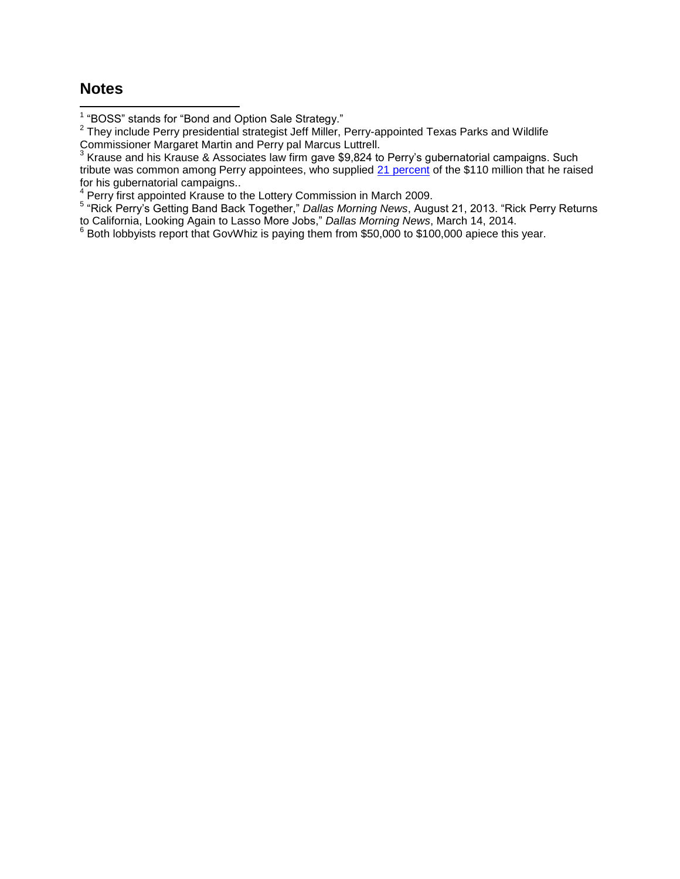## Notes

[1] "BOSS" stands for "Bond and Option Sale Strategy."

[2] They include Perry presidential strategist Jeff Miller, Perry-appointed Texas Parks and Wildlife Commissioner Margaret Martin and Perry pal Marcus Luttrell.

[3] Krause and his Krause & Associates law firm gave $9,824 to Perry's gubernatorial campaigns. Such tribute was common among Perry appointees, who supplied 21 percent of the $110 million that he raised for his gubernatorial campaigns..

[4] Perry first appointed Krause to the Lottery Commission in March 2009.

[5] "Rick Perry's Getting Band Back Together," *Dallas Morning News*, August 21, 2013. "Rick Perry Returns to California, Looking Again to Lasso More Jobs," *Dallas Morning News*, March 14, 2014.

[6] Both lobbyists report that GovWhiz is paying them from $50,000 to $100,000 apiece this year.